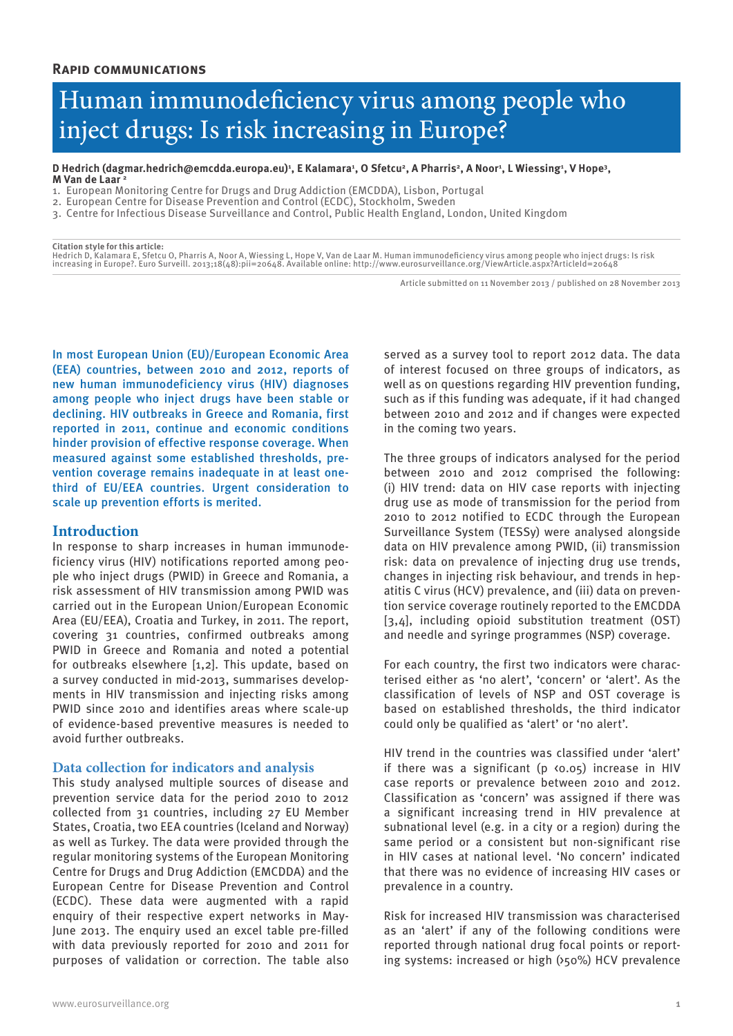**Rapid communications**

# Human immunodeficiency virus among people who inject drugs: Is risk increasing in Europe?

**D Hedrich (dagmar.hedrich@emcdda.europa.eu)[1], E Kalamara[1], O Sfetcu[2], A Pharris[2], A Noor[1], L Wiessing[1], V Hope[3], M Van de Laar [2]**

1. European Monitoring Centre for Drugs and Drug Addiction (EMCDDA), Lisbon, Portugal
2. European Centre for Disease Prevention and Control (ECDC), Stockholm, Sweden
3. Centre for Infectious Disease Surveillance and Control, Public Health England, London, United Kingdom

**Citation style for this article:**
Hedrich D, Kalamara E, Sfetcu O, Pharris A, Noor A, Wiessing L, Hope V, Van de Laar M. Human immunodeficiency virus among people who inject drugs: Is risk increasing in Europe?. Euro Surveill. 2013;18(48):pii=20648. Available online: http://www.eurosurveillance.org/ViewArticle.aspx?ArticleId=20648

Article submitted on 11 November 2013 / published on 28 November 2013

In most European Union (EU)/European Economic Area (EEA) countries, between 2010 and 2012, reports of new human immunodeficiency virus (HIV) diagnoses among people who inject drugs have been stable or declining. HIV outbreaks in Greece and Romania, first reported in 2011, continue and economic conditions hinder provision of effective response coverage. When measured against some established thresholds, prevention coverage remains inadequate in at least one-third of EU/EEA countries. Urgent consideration to scale up prevention efforts is merited.

## Introduction

In response to sharp increases in human immunodeficiency virus (HIV) notifications reported among people who inject drugs (PWID) in Greece and Romania, a risk assessment of HIV transmission among PWID was carried out in the European Union/European Economic Area (EU/EEA), Croatia and Turkey, in 2011. The report, covering 31 countries, confirmed outbreaks among PWID in Greece and Romania and noted a potential for outbreaks elsewhere [1,2]. This update, based on a survey conducted in mid-2013, summarises developments in HIV transmission and injecting risks among PWID since 2010 and identifies areas where scale-up of evidence-based preventive measures is needed to avoid further outbreaks.

### Data collection for indicators and analysis

This study analysed multiple sources of disease and prevention service data for the period 2010 to 2012 collected from 31 countries, including 27 EU Member States, Croatia, two EEA countries (Iceland and Norway) as well as Turkey. The data were provided through the regular monitoring systems of the European Monitoring Centre for Drugs and Drug Addiction (EMCDDA) and the European Centre for Disease Prevention and Control (ECDC). These data were augmented with a rapid enquiry of their respective expert networks in May-June 2013. The enquiry used an excel table pre-filled with data previously reported for 2010 and 2011 for purposes of validation or correction. The table also served as a survey tool to report 2012 data. The data of interest focused on three groups of indicators, as well as on questions regarding HIV prevention funding, such as if this funding was adequate, if it had changed between 2010 and 2012 and if changes were expected in the coming two years.

The three groups of indicators analysed for the period between 2010 and 2012 comprised the following: (i) HIV trend: data on HIV case reports with injecting drug use as mode of transmission for the period from 2010 to 2012 notified to ECDC through the European Surveillance System (TESSy) were analysed alongside data on HIV prevalence among PWID, (ii) transmission risk: data on prevalence of injecting drug use trends, changes in injecting risk behaviour, and trends in hepatitis C virus (HCV) prevalence, and (iii) data on prevention service coverage routinely reported to the EMCDDA [3,4], including opioid substitution treatment (OST) and needle and syringe programmes (NSP) coverage.

For each country, the first two indicators were characterised either as 'no alert', 'concern' or 'alert'. As the classification of levels of NSP and OST coverage is based on established thresholds, the third indicator could only be qualified as 'alert' or 'no alert'.

HIV trend in the countries was classified under 'alert' if there was a significant ($p < 0.05$) increase in HIV case reports or prevalence between 2010 and 2012. Classification as 'concern' was assigned if there was a significant increasing trend in HIV prevalence at subnational level (e.g. in a city or a region) during the same period or a consistent but non-significant rise in HIV cases at national level. 'No concern' indicated that there was no evidence of increasing HIV cases or prevalence in a country.

Risk for increased HIV transmission was characterised as an 'alert' if any of the following conditions were reported through national drug focal points or reporting systems: increased or high (>50%) HCV prevalence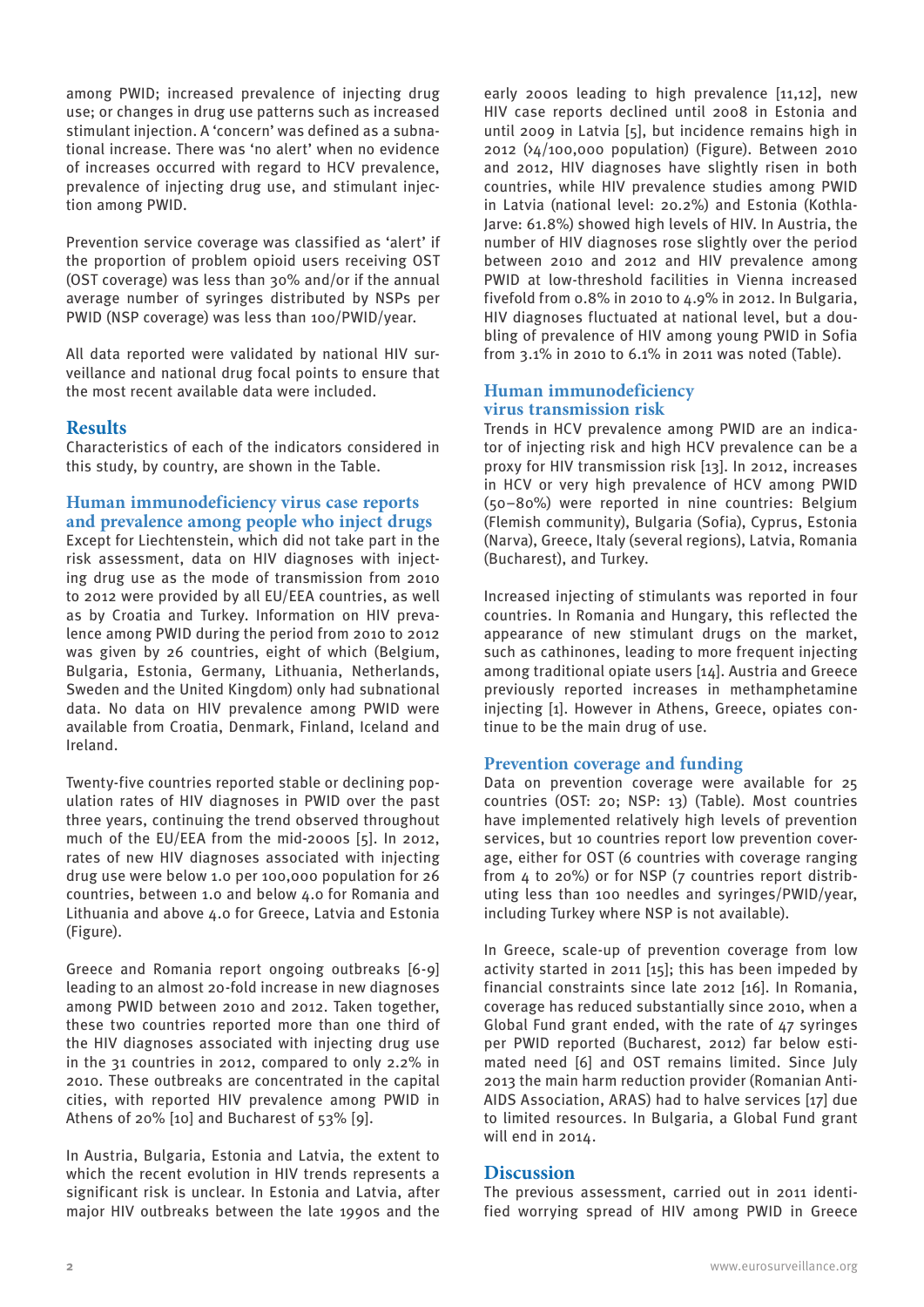among PWID; increased prevalence of injecting drug use; or changes in drug use patterns such as increased stimulant injection. A 'concern' was defined as a subnational increase. There was 'no alert' when no evidence of increases occurred with regard to HCV prevalence, prevalence of injecting drug use, and stimulant injection among PWID.

Prevention service coverage was classified as 'alert' if the proportion of problem opioid users receiving OST (OST coverage) was less than 30% and/or if the annual average number of syringes distributed by NSPs per PWID (NSP coverage) was less than 100/PWID/year.

All data reported were validated by national HIV surveillance and national drug focal points to ensure that the most recent available data were included.

## Results

Characteristics of each of the indicators considered in this study, by country, are shown in the Table.

### Human immunodeficiency virus case reports and prevalence among people who inject drugs

Except for Liechtenstein, which did not take part in the risk assessment, data on HIV diagnoses with injecting drug use as the mode of transmission from 2010 to 2012 were provided by all EU/EEA countries, as well as by Croatia and Turkey. Information on HIV prevalence among PWID during the period from 2010 to 2012 was given by 26 countries, eight of which (Belgium, Bulgaria, Estonia, Germany, Lithuania, Netherlands, Sweden and the United Kingdom) only had subnational data. No data on HIV prevalence among PWID were available from Croatia, Denmark, Finland, Iceland and Ireland.

Twenty-five countries reported stable or declining population rates of HIV diagnoses in PWID over the past three years, continuing the trend observed throughout much of the EU/EEA from the mid-2000s [5]. In 2012, rates of new HIV diagnoses associated with injecting drug use were below 1.0 per 100,000 population for 26 countries, between 1.0 and below 4.0 for Romania and Lithuania and above 4.0 for Greece, Latvia and Estonia (Figure).

Greece and Romania report ongoing outbreaks [6-9] leading to an almost 20-fold increase in new diagnoses among PWID between 2010 and 2012. Taken together, these two countries reported more than one third of the HIV diagnoses associated with injecting drug use in the 31 countries in 2012, compared to only 2.2% in 2010. These outbreaks are concentrated in the capital cities, with reported HIV prevalence among PWID in Athens of 20% [10] and Bucharest of 53% [9].

In Austria, Bulgaria, Estonia and Latvia, the extent to which the recent evolution in HIV trends represents a significant risk is unclear. In Estonia and Latvia, after major HIV outbreaks between the late 1990s and the early 2000s leading to high prevalence [11,12], new HIV case reports declined until 2008 in Estonia and until 2009 in Latvia [5], but incidence remains high in 2012 (>4/100,000 population) (Figure). Between 2010 and 2012, HIV diagnoses have slightly risen in both countries, while HIV prevalence studies among PWID in Latvia (national level: 20.2%) and Estonia (Kothla-Jarve: 61.8%) showed high levels of HIV. In Austria, the number of HIV diagnoses rose slightly over the period between 2010 and 2012 and HIV prevalence among PWID at low-threshold facilities in Vienna increased fivefold from 0.8% in 2010 to 4.9% in 2012. In Bulgaria, HIV diagnoses fluctuated at national level, but a doubling of prevalence of HIV among young PWID in Sofia from 3.1% in 2010 to 6.1% in 2011 was noted (Table).

### Human immunodeficiency virus transmission risk

Trends in HCV prevalence among PWID are an indicator of injecting risk and high HCV prevalence can be a proxy for HIV transmission risk [13]. In 2012, increases in HCV or very high prevalence of HCV among PWID (50–80%) were reported in nine countries: Belgium (Flemish community), Bulgaria (Sofia), Cyprus, Estonia (Narva), Greece, Italy (several regions), Latvia, Romania (Bucharest), and Turkey.

Increased injecting of stimulants was reported in four countries. In Romania and Hungary, this reflected the appearance of new stimulant drugs on the market, such as cathinones, leading to more frequent injecting among traditional opiate users [14]. Austria and Greece previously reported increases in methamphetamine injecting [1]. However in Athens, Greece, opiates continue to be the main drug of use.

### Prevention coverage and funding

Data on prevention coverage were available for 25 countries (OST: 20; NSP: 13) (Table). Most countries have implemented relatively high levels of prevention services, but 10 countries report low prevention coverage, either for OST (6 countries with coverage ranging from 4 to 20%) or for NSP (7 countries report distributing less than 100 needles and syringes/PWID/year, including Turkey where NSP is not available).

In Greece, scale-up of prevention coverage from low activity started in 2011 [15]; this has been impeded by financial constraints since late 2012 [16]. In Romania, coverage has reduced substantially since 2010, when a Global Fund grant ended, with the rate of 47 syringes per PWID reported (Bucharest, 2012) far below estimated need [6] and OST remains limited. Since July 2013 the main harm reduction provider (Romanian Anti-AIDS Association, ARAS) had to halve services [17] due to limited resources. In Bulgaria, a Global Fund grant will end in 2014.

## Discussion

The previous assessment, carried out in 2011 identified worrying spread of HIV among PWID in Greece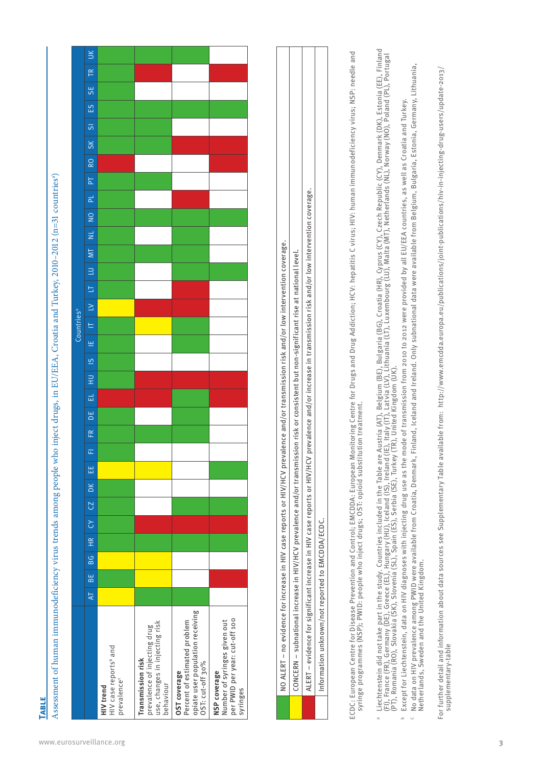**Table**

Assessment of human immunodeficiency virus trends among people who inject drugs, in EU/EEA, Croatia and Turkey, 2010–2012 (n=31 countries[a])

| | Countries[a] | | | | | | | | | | | | | | | | | | | | | | | | | | | | | | |
|---|---|---|---|---|---|---|---|---|---|---|---|---|---|---|---|---|---|---|---|---|---|---|---|---|---|---|---|---|---|---|---|
| | AT | BE | BG | HR | CY | CZ | DK | EE | FI | FR | DE | EL | HU | IS | IE | IT | LV | LT | LU | MT | NL | NO | PL | PT | RO | SK | SI | ES | SE | TR | UK |
| **HIV trend** HIV case reports[b] and prevalence[c] | CONCERN | NO ALERT | CONCERN | NO ALERT | NO ALERT | NO ALERT | NO ALERT | CONCERN | NO ALERT | NO ALERT | NO ALERT | ALERT | NO ALERT | NO ALERT | NO ALERT | NO ALERT | CONCERN | NO ALERT | NO ALERT | NO ALERT | NO ALERT | NO ALERT | NO ALERT | NO ALERT | ALERT | NO ALERT | NO ALERT | NO ALERT | NO ALERT | NO ALERT | NO ALERT |
| **Transmission risk** prevalence of injecting drug use, changes in injecting risk behaviour | NO ALERT | NO ALERT | CONCERN | NO ALERT | ALERT | Unknown | Unknown | CONCERN | Unknown | NO ALERT | Unknown | ALERT | ALERT | Unknown | Unknown | CONCERN | ALERT | Unknown | Unknown | NO ALERT | Unknown | NO ALERT | Unknown | NO ALERT | Unknown | NO ALERT | NO ALERT | NO ALERT | Unknown | ALERT | NO ALERT |
| **OST coverage** Percent of estimated problem opiate user population receiving OST: cut-off 30% | NO ALERT | Unknown | Unknown | NO ALERT | ALERT | NO ALERT | Unknown | Unknown | Unknown | NO ALERT | NO ALERT | NO ALERT | ALERT | Unknown | NO ALERT | NO ALERT | ALERT | ALERT | NO ALERT | NO ALERT | NO ALERT | NO ALERT | ALERT | Unknown | Unknown | ALERT | Unknown | NO ALERT | Unknown | Unknown | NO ALERT |
| **NSP coverage** Number of syringes given out per PWID per year: cut-off 100 syringes | Unknown | ALERT | Unknown | Unknown | Unknown | Unknown | Unknown | NO ALERT | Unknown | Unknown | Unknown | ALERT | ALERT | Unknown | Unknown | Unknown | Unknown | Unknown | NO ALERT | Unknown | Unknown | NO ALERT | Unknown | Unknown | ALERT | ALERT | Unknown | NO ALERT | Unknown | ALERT | Unknown |

| Legend |
|---|
| (green) NO ALERT – no evidence for increase in HIV case reports or HIV/HCV prevalence and/or transmission risk and/or low intervention coverage. |
| (yellow) CONCERN – subnational increase in HIV/HCV prevalence and/or transmission risk or consistent but non-significant rise at national level. |
| (red) ALERT – evidence for significant increase in HIV case reports or HIV/HCV prevalence and/or increase in transmission risk and/or low intervention coverage. |
| (white) Information unknown/not reported to EMCDDA/ECDC. |

ECDC: European Centre for Disease Prevention and Control; EMCDDA: European Monitoring Centre for Drugs and Drug Addiction; HCV: hepatitis C virus; HIV: human immunodeficiency virus; NSP: needle and syringe programmes (NSP); PWID: people who inject drugs; OST: opioid substitution treatment.

[a] Liechtenstein did not take part in the study. Countries included in the Table are Austria (AT), Belgium (BE), Bulgaria (BG), Croatia (HR), Cyprus (CY), Czech Republic (CY), Denmark (DK), Estonia (EE), Finland (FI), France (FR), Germany (DE), Greece (EL), Hungary (HU), Iceland (IS), Ireland (IE), Italy (IT), Latvia (LV), Lithuania (LT), Luxembourg (LU), Malta (MT), Netherlands (NL), Norway (NO), Poland (PL), Portugal (PT), Romania (RO), Slovakia (SK), Slovenia (SL), Spain (ES), Serbia (SE), Turkey (TR), United Kingdom (UK).

[b] Except for Liechtenstein, data on HIV diagnoses with injecting drug use as the mode of transmission from 2010 to 2012 were provided by all EU/EEA countries, as well as Croatia and Turkey.

[c] No data on HIV prevalence among PWID were available from Croatia, Denmark, Finland, Iceland and Ireland. Only subnational data were available from Belgium, Bulgaria, Estonia, Germany, Lithuania, Netherlands, Sweden and the United Kingdom.

For further detail and information about data sources see Supplementary Table available from: http://www.emcdda.europa.eu/publications/joint-publications/hiv-in-injecting-drug-users/update-2013/supplementary-table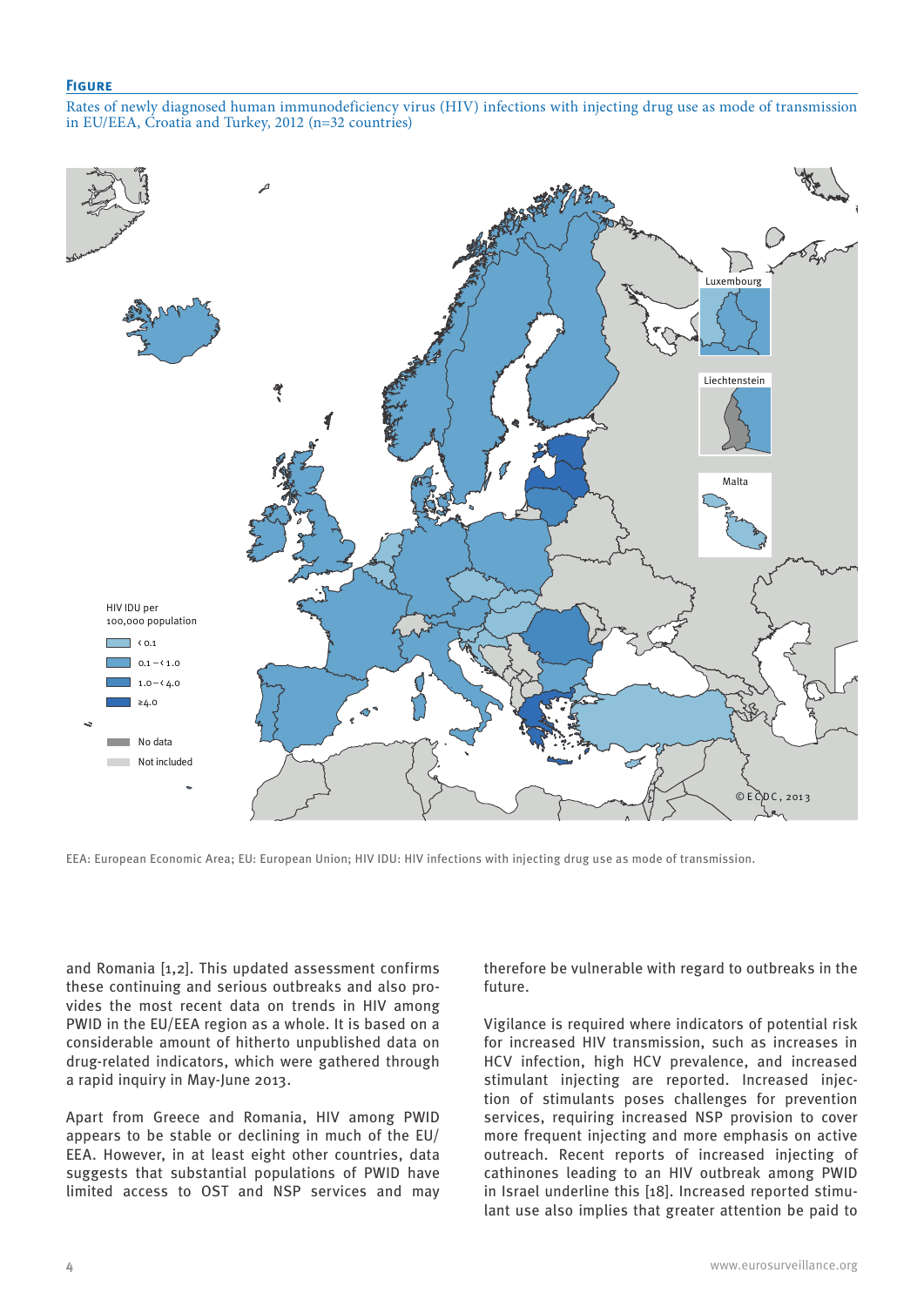**Figure**

Rates of newly diagnosed human immunodeficiency virus (HIV) infections with injecting drug use as mode of transmission in EU/EEA, Croatia and Turkey, 2012 (n=32 countries)

HIV IDU per 100,000 population

- < 0.1
- 0.1 – < 1.0
- 1.0 – < 4.0
- ≥4.0
- No data
- Not included

Luxembourg

Liechtenstein

Malta

© ECDC, 2013

EEA: European Economic Area; EU: European Union; HIV IDU: HIV infections with injecting drug use as mode of transmission.

and Romania [1,2]. This updated assessment confirms these continuing and serious outbreaks and also provides the most recent data on trends in HIV among PWID in the EU/EEA region as a whole. It is based on a considerable amount of hitherto unpublished data on drug-related indicators, which were gathered through a rapid inquiry in May-June 2013.

Apart from Greece and Romania, HIV among PWID appears to be stable or declining in much of the EU/EEA. However, in at least eight other countries, data suggests that substantial populations of PWID have limited access to OST and NSP services and may therefore be vulnerable with regard to outbreaks in the future.

Vigilance is required where indicators of potential risk for increased HIV transmission, such as increases in HCV infection, high HCV prevalence, and increased stimulant injecting are reported. Increased injection of stimulants poses challenges for prevention services, requiring increased NSP provision to cover more frequent injecting and more emphasis on active outreach. Recent reports of increased injecting of cathinones leading to an HIV outbreak among PWID in Israel underline this [18]. Increased reported stimulant use also implies that greater attention be paid to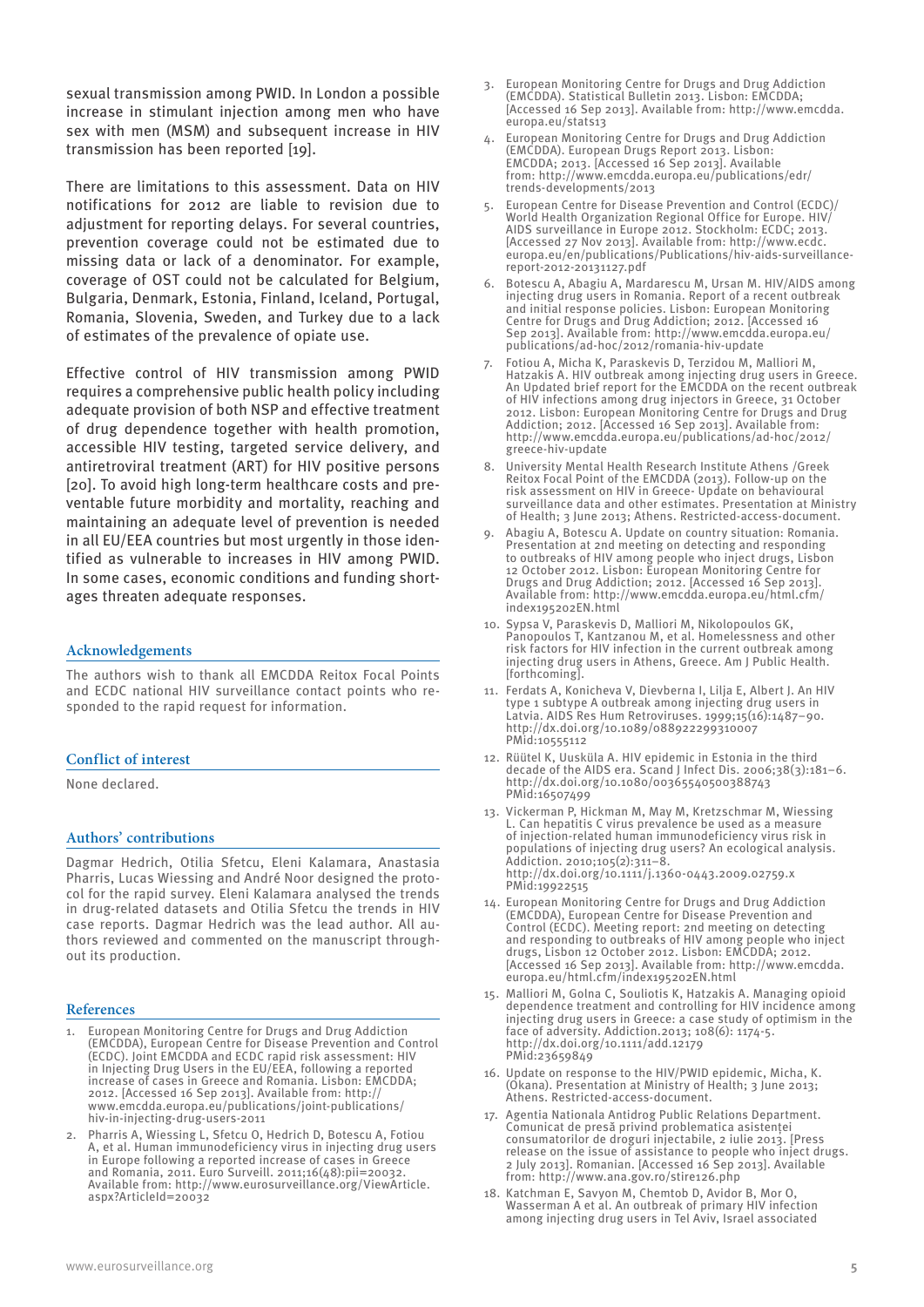sexual transmission among PWID. In London a possible increase in stimulant injection among men who have sex with men (MSM) and subsequent increase in HIV transmission has been reported [19].

There are limitations to this assessment. Data on HIV notifications for 2012 are liable to revision due to adjustment for reporting delays. For several countries, prevention coverage could not be estimated due to missing data or lack of a denominator. For example, coverage of OST could not be calculated for Belgium, Bulgaria, Denmark, Estonia, Finland, Iceland, Portugal, Romania, Slovenia, Sweden, and Turkey due to a lack of estimates of the prevalence of opiate use.

Effective control of HIV transmission among PWID requires a comprehensive public health policy including adequate provision of both NSP and effective treatment of drug dependence together with health promotion, accessible HIV testing, targeted service delivery, and antiretroviral treatment (ART) for HIV positive persons [20]. To avoid high long-term healthcare costs and preventable future morbidity and mortality, reaching and maintaining an adequate level of prevention is needed in all EU/EEA countries but most urgently in those identified as vulnerable to increases in HIV among PWID. In some cases, economic conditions and funding shortages threaten adequate responses.

## Acknowledgements

The authors wish to thank all EMCDDA Reitox Focal Points and ECDC national HIV surveillance contact points who responded to the rapid request for information.

## Conflict of interest

None declared.

## Authors' contributions

Dagmar Hedrich, Otilia Sfetcu, Eleni Kalamara, Anastasia Pharris, Lucas Wiessing and André Noor designed the protocol for the rapid survey. Eleni Kalamara analysed the trends in drug-related datasets and Otilia Sfetcu the trends in HIV case reports. Dagmar Hedrich was the lead author. All authors reviewed and commented on the manuscript throughout its production.

## References

1. European Monitoring Centre for Drugs and Drug Addiction (EMCDDA), European Centre for Disease Prevention and Control (ECDC). Joint EMCDDA and ECDC rapid risk assessment: HIV in Injecting Drug Users in the EU/EEA, following a reported increase of cases in Greece and Romania. Lisbon: EMCDDA; 2012. [Accessed 16 Sep 2013]. Available from: http://www.emcdda.europa.eu/publications/joint-publications/hiv-in-injecting-drug-users-2011
2. Pharris A, Wiessing L, Sfetcu O, Hedrich D, Botescu A, Fotiou A, et al. Human immunodeficiency virus in injecting drug users in Europe following a reported increase of cases in Greece and Romania, 2011. Euro Surveill. 2011;16(48):pii=20032. Available from: http://www.eurosurveillance.org/ViewArticle.aspx?ArticleId=20032
3. European Monitoring Centre for Drugs and Drug Addiction (EMCDDA). Statistical Bulletin 2013. Lisbon: EMCDDA; [Accessed 16 Sep 2013]. Available from: http://www.emcdda.europa.eu/stats13
4. European Monitoring Centre for Drugs and Drug Addiction (EMCDDA). European Drugs Report 2013. Lisbon: EMCDDA; 2013. [Accessed 16 Sep 2013]. Available from: http://www.emcdda.europa.eu/publications/edr/trends-developments/2013
5. European Centre for Disease Prevention and Control (ECDC)/World Health Organization Regional Office for Europe. HIV/AIDS surveillance in Europe 2012. Stockholm: ECDC; 2013. [Accessed 27 Nov 2013]. Available from: http://www.ecdc.europa.eu/en/publications/Publications/hiv-aids-surveillance-report-2012-20131127.pdf
6. Botescu A, Abagiu A, Mardarescu M, Ursan M. HIV/AIDS among injecting drug users in Romania. Report of a recent outbreak and initial response policies. Lisbon: European Monitoring Centre for Drugs and Drug Addiction; 2012. [Accessed 16 Sep 2013]. Available from: http://www.emcdda.europa.eu/publications/ad-hoc/2012/romania-hiv-update
7. Fotiou A, Micha K, Paraskevis D, Terzidou M, Malliori M, Hatzakis A. HIV outbreak among injecting drug users in Greece. An Updated brief report for the EMCDDA on the recent outbreak of HIV infections among drug injectors in Greece, 31 October 2012. Lisbon: European Monitoring Centre for Drugs and Drug Addiction; 2012. [Accessed 16 Sep 2013]. Available from: http://www.emcdda.europa.eu/publications/ad-hoc/2012/greece-hiv-update
8. University Mental Health Research Institute Athens /Greek Reitox Focal Point of the EMCDDA (2013). Follow-up on the risk assessment on HIV in Greece- Update on behavioural surveillance data and other estimates. Presentation at Ministry of Health; 3 June 2013; Athens. Restricted-access-document.
9. Abagiu A, Botescu A. Update on country situation: Romania. Presentation at 2nd meeting on detecting and responding to outbreaks of HIV among people who inject drugs, Lisbon 12 October 2012. Lisbon: European Monitoring Centre for Drugs and Drug Addiction; 2012. [Accessed 16 Sep 2013]. Available from: http://www.emcdda.europa.eu/html.cfm/index195202EN.html
10. Sypsa V, Paraskevis D, Malliori M, Nikolopoulos GK, Panopoulos T, Kantzanou M, et al. Homelessness and other risk factors for HIV infection in the current outbreak among injecting drug users in Athens, Greece. Am J Public Health. [forthcoming].
11. Ferdats A, Konicheva V, Dievberna I, Lilja E, Albert J. An HIV type 1 subtype A outbreak among injecting drug users in Latvia. AIDS Res Hum Retroviruses. 1999;15(16):1487–90. http://dx.doi.org/10.1089/088922299310007 PMid:10555112
12. Rüütel K, Uusküla A. HIV epidemic in Estonia in the third decade of the AIDS era. Scand J Infect Dis. 2006;38(3):181–6. http://dx.doi.org/10.1080/00365540500388743 PMid:16507499
13. Vickerman P, Hickman M, May M, Kretzschmar M, Wiessing L. Can hepatitis C virus prevalence be used as a measure of injection-related human immunodeficiency virus risk in populations of injecting drug users? An ecological analysis. Addiction. 2010;105(2):311–8. http://dx.doi.org/10.1111/j.1360-0443.2009.02759.x PMid:19922515
14. European Monitoring Centre for Drugs and Drug Addiction (EMCDDA), European Centre for Disease Prevention and Control (ECDC). Meeting report: 2nd meeting on detecting and responding to outbreaks of HIV among people who inject drugs, Lisbon 12 October 2012. Lisbon: EMCDDA; 2012. [Accessed 16 Sep 2013]. Available from: http://www.emcdda.europa.eu/html.cfm/index195202EN.html
15. Malliori M, Golna C, Souliotis K, Hatzakis A. Managing opioid dependence treatment and controlling for HIV incidence among injecting drug users in Greece: a case study of optimism in the face of adversity. Addiction.2013; 108(6): 1174-5. http://dx.doi.org/10.1111/add.12179 PMid:23659849
16. Update on response to the HIV/PWID epidemic, Micha, K. (Okana). Presentation at Ministry of Health; 3 June 2013; Athens. Restricted-access-document.
17. Agentia Nationala Antidrog Public Relations Department. Comunicat de presă privind problematica asistenței consumatorilor de droguri injectabile, 2 iulie 2013. [Press release on the issue of assistance to people who inject drugs. 2 July 2013]. Romanian. [Accessed 16 Sep 2013]. Available from: http://www.ana.gov.ro/stire126.php
18. Katchman E, Savyon M, Chemtob D, Avidor B, Mor O, Wasserman A et al. An outbreak of primary HIV infection among injecting drug users in Tel Aviv, Israel associated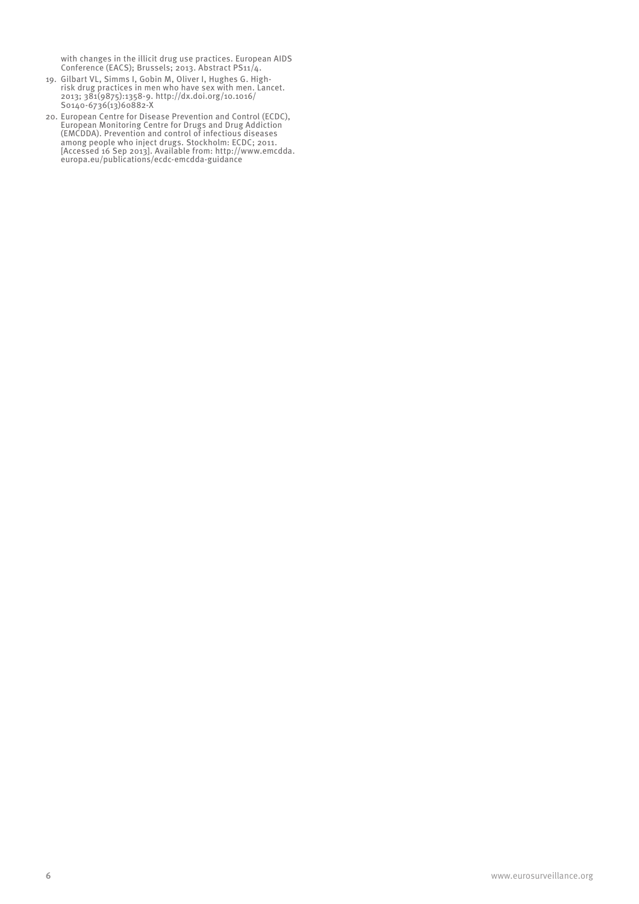with changes in the illicit drug use practices. European AIDS Conference (EACS); Brussels; 2013. Abstract PS11/4.

19. Gilbart VL, Simms I, Gobin M, Oliver I, Hughes G. High-risk drug practices in men who have sex with men. Lancet. 2013; 381(9875):1358-9. http://dx.doi.org/10.1016/S0140-6736(13)60882-X
20. European Centre for Disease Prevention and Control (ECDC), European Monitoring Centre for Drugs and Drug Addiction (EMCDDA). Prevention and control of infectious diseases among people who inject drugs. Stockholm: ECDC; 2011. [Accessed 16 Sep 2013]. Available from: http://www.emcdda.europa.eu/publications/ecdc-emcdda-guidance